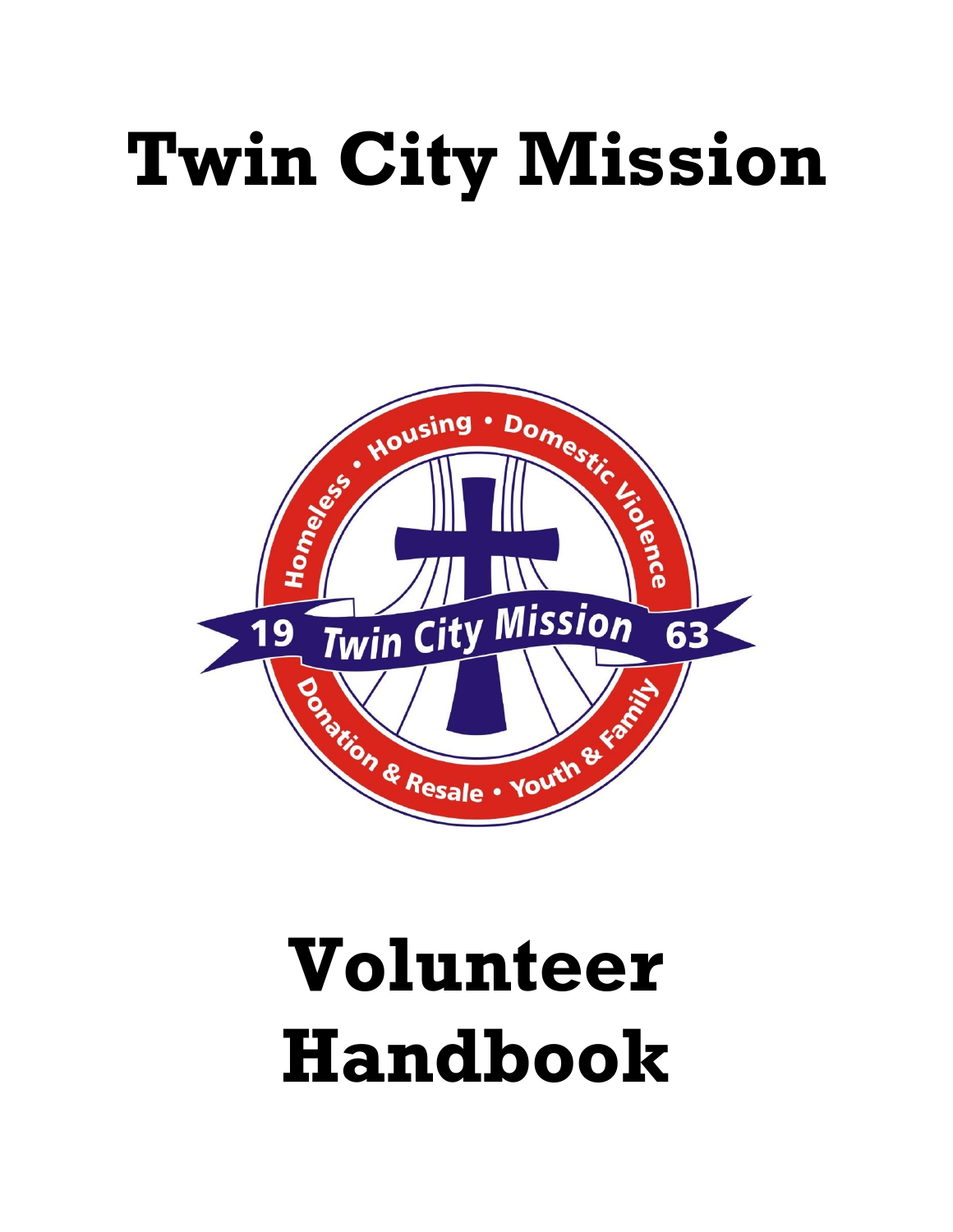# Twin City Mission

# Volunteer Handbook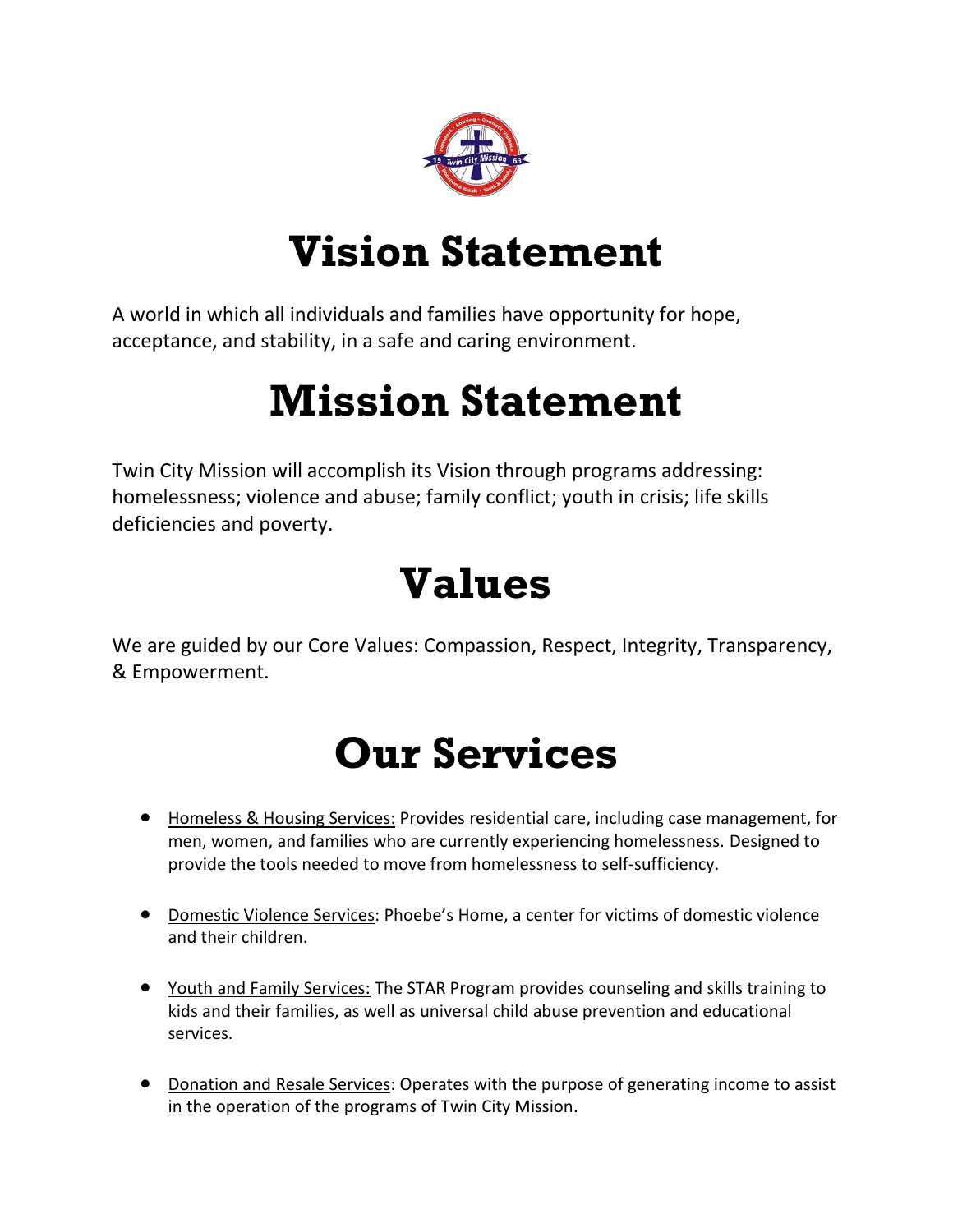# Vision Statement

A world in which all individuals and families have opportunity for hope, acceptance, and stability, in a safe and caring environment.

# Mission Statement

Twin City Mission will accomplish its Vision through programs addressing: homelessness; violence and abuse; family conflict; youth in crisis; life skills deficiencies and poverty.

# Values

We are guided by our Core Values: Compassion, Respect, Integrity, Transparency, & Empowerment.

# Our Services

- Homeless & Housing Services: Provides residential care, including case management, for men, women, and families who are currently experiencing homelessness. Designed to provide the tools needed to move from homelessness to self-sufficiency.

- Domestic Violence Services: Phoebe's Home, a center for victims of domestic violence and their children.

- Youth and Family Services: The STAR Program provides counseling and skills training to kids and their families, as well as universal child abuse prevention and educational services.

- Donation and Resale Services: Operates with the purpose of generating income to assist in the operation of the programs of Twin City Mission.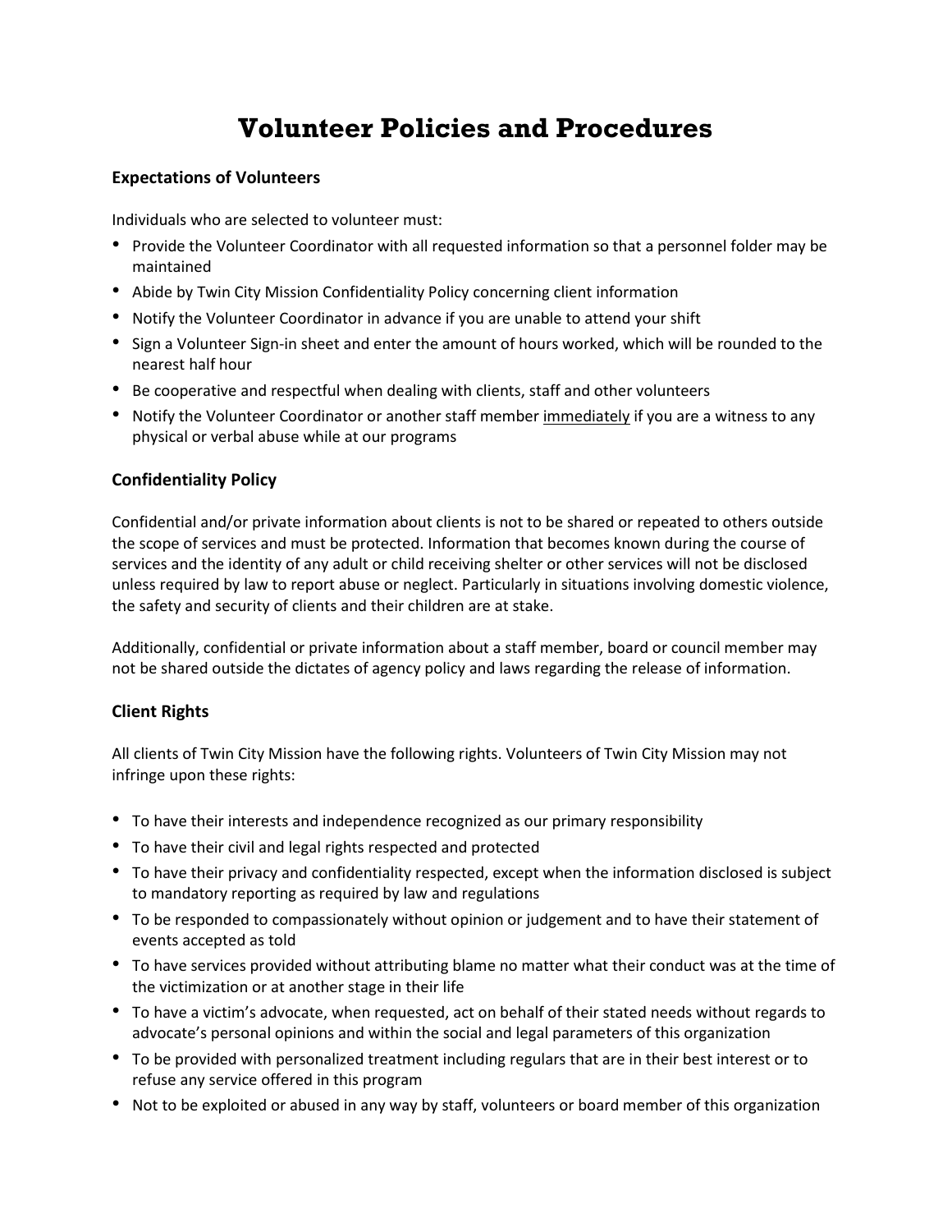# Volunteer Policies and Procedures

### Expectations of Volunteers

Individuals who are selected to volunteer must:

- Provide the Volunteer Coordinator with all requested information so that a personnel folder may be maintained
- Abide by Twin City Mission Confidentiality Policy concerning client information
- Notify the Volunteer Coordinator in advance if you are unable to attend your shift
- Sign a Volunteer Sign-in sheet and enter the amount of hours worked, which will be rounded to the nearest half hour
- Be cooperative and respectful when dealing with clients, staff and other volunteers
- Notify the Volunteer Coordinator or another staff member <u>immediately</u> if you are a witness to any physical or verbal abuse while at our programs

### Confidentiality Policy

Confidential and/or private information about clients is not to be shared or repeated to others outside the scope of services and must be protected. Information that becomes known during the course of services and the identity of any adult or child receiving shelter or other services will not be disclosed unless required by law to report abuse or neglect. Particularly in situations involving domestic violence, the safety and security of clients and their children are at stake.

Additionally, confidential or private information about a staff member, board or council member may not be shared outside the dictates of agency policy and laws regarding the release of information.

### Client Rights

All clients of Twin City Mission have the following rights. Volunteers of Twin City Mission may not infringe upon these rights:

- To have their interests and independence recognized as our primary responsibility
- To have their civil and legal rights respected and protected
- To have their privacy and confidentiality respected, except when the information disclosed is subject to mandatory reporting as required by law and regulations
- To be responded to compassionately without opinion or judgement and to have their statement of events accepted as told
- To have services provided without attributing blame no matter what their conduct was at the time of the victimization or at another stage in their life
- To have a victim's advocate, when requested, act on behalf of their stated needs without regards to advocate's personal opinions and within the social and legal parameters of this organization
- To be provided with personalized treatment including regulars that are in their best interest or to refuse any service offered in this program
- Not to be exploited or abused in any way by staff, volunteers or board member of this organization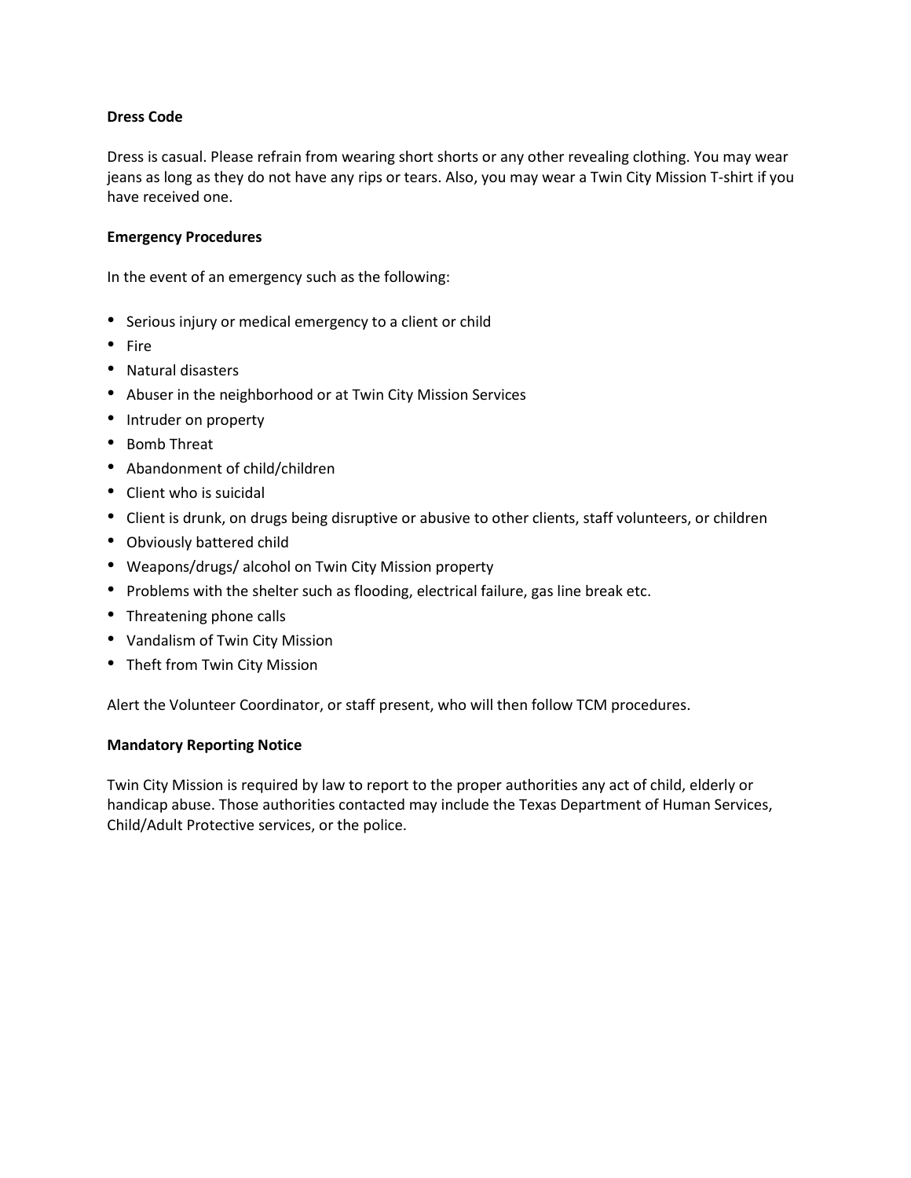**Dress Code**

Dress is casual. Please refrain from wearing short shorts or any other revealing clothing. You may wear jeans as long as they do not have any rips or tears. Also, you may wear a Twin City Mission T-shirt if you have received one.

**Emergency Procedures**

In the event of an emergency such as the following:

- Serious injury or medical emergency to a client or child
- Fire
- Natural disasters
- Abuser in the neighborhood or at Twin City Mission Services
- Intruder on property
- Bomb Threat
- Abandonment of child/children
- Client who is suicidal
- Client is drunk, on drugs being disruptive or abusive to other clients, staff volunteers, or children
- Obviously battered child
- Weapons/drugs/ alcohol on Twin City Mission property
- Problems with the shelter such as flooding, electrical failure, gas line break etc.
- Threatening phone calls
- Vandalism of Twin City Mission
- Theft from Twin City Mission

Alert the Volunteer Coordinator, or staff present, who will then follow TCM procedures.

**Mandatory Reporting Notice**

Twin City Mission is required by law to report to the proper authorities any act of child, elderly or handicap abuse. Those authorities contacted may include the Texas Department of Human Services, Child/Adult Protective services, or the police.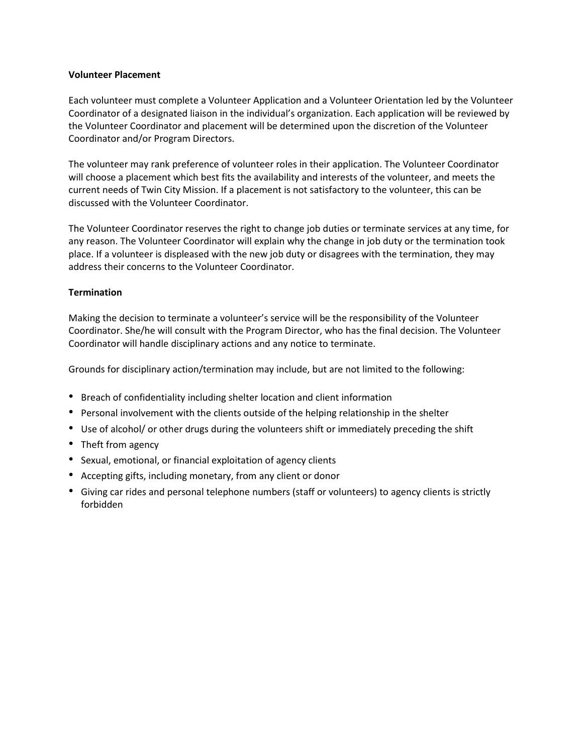**Volunteer Placement**

Each volunteer must complete a Volunteer Application and a Volunteer Orientation led by the Volunteer Coordinator of a designated liaison in the individual's organization. Each application will be reviewed by the Volunteer Coordinator and placement will be determined upon the discretion of the Volunteer Coordinator and/or Program Directors.

The volunteer may rank preference of volunteer roles in their application. The Volunteer Coordinator will choose a placement which best fits the availability and interests of the volunteer, and meets the current needs of Twin City Mission. If a placement is not satisfactory to the volunteer, this can be discussed with the Volunteer Coordinator.

The Volunteer Coordinator reserves the right to change job duties or terminate services at any time, for any reason. The Volunteer Coordinator will explain why the change in job duty or the termination took place. If a volunteer is displeased with the new job duty or disagrees with the termination, they may address their concerns to the Volunteer Coordinator.

**Termination**

Making the decision to terminate a volunteer's service will be the responsibility of the Volunteer Coordinator. She/he will consult with the Program Director, who has the final decision. The Volunteer Coordinator will handle disciplinary actions and any notice to terminate.

Grounds for disciplinary action/termination may include, but are not limited to the following:

- Breach of confidentiality including shelter location and client information
- Personal involvement with the clients outside of the helping relationship in the shelter
- Use of alcohol/ or other drugs during the volunteers shift or immediately preceding the shift
- Theft from agency
- Sexual, emotional, or financial exploitation of agency clients
- Accepting gifts, including monetary, from any client or donor
- Giving car rides and personal telephone numbers (staff or volunteers) to agency clients is strictly forbidden